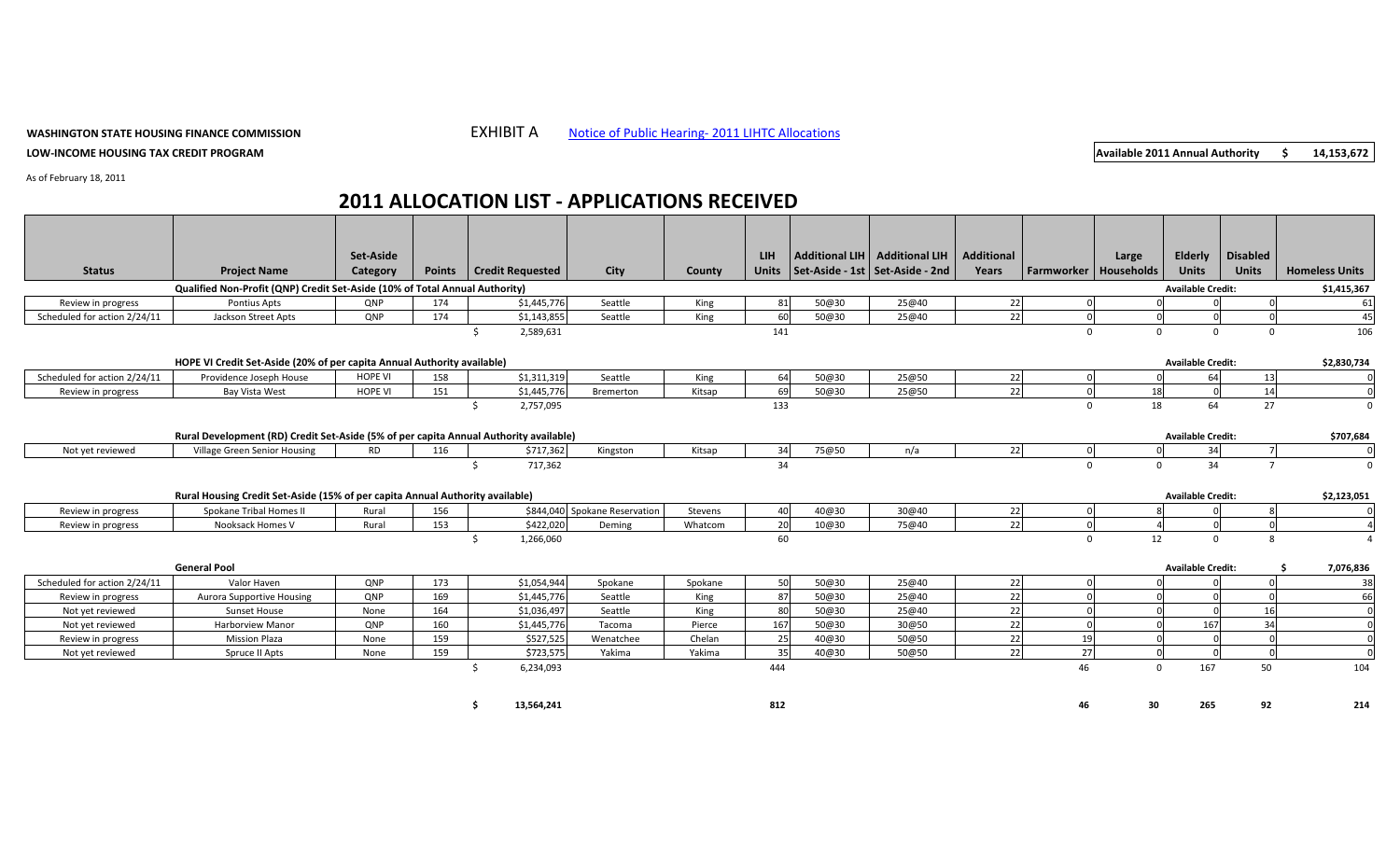**WASHINGTON STATE HOUSING FINANCE COMMISSION** EXHIBIT A Notice of Public Hearing- 2011 LIHTC Allocations

**LOW-INCOME HOUSING TAX CREDIT PROGRAM**

**Available 2011 Annual Authority $ 14,153,672**

As of February 18, 2011

# 2011 ALLOCATION LIST - APPLICATIONS RECEIVED

| Status | Project Name | Set-Aside Category | Points | Credit Requested | City | County | LIH Units | Additional LIH Set-Aside - 1st | Additional LIH Set-Aside - 2nd | Additional Years | Farmworker | Large Households | Elderly Units | Disabled Units | Homeless Units |
|---|---|---|---|---|---|---|---|---|---|---|---|---|---|---|---|
| | **Qualified Non-Profit (QNP) Credit Set-Aside (10% of Total Annual Authority)** | | | | | | | | | | | | **Available Credit:** | | **$1,415,367** |
| Review in progress | Pontius Apts | QNP | 174 | $1,445,776 | Seattle | King | 81 | 50@30 | 25@40 | 22 | 0 | 0 | 0 | 0 | 61 |
| Scheduled for action 2/24/11 | Jackson Street Apts | QNP | 174 | $1,143,855 | Seattle | King | 60 | 50@30 | 25@40 | 22 | 0 | 0 | 0 | 0 | 45 |
| | | | | $ 2,589,631 | | | 141 | | | | 0 | 0 | 0 | 0 | 106 |
| | **HOPE VI Credit Set-Aside (20% of per capita Annual Authority available)** | | | | | | | | | | | | **Available Credit:** | | **$2,830,734** |
| Scheduled for action 2/24/11 | Providence Joseph House | HOPE VI | 158 | $1,311,319 | Seattle | King | 64 | 50@30 | 25@50 | 22 | 0 | 0 | 64 | 13 | 0 |
| Review in progress | Bay Vista West | HOPE VI | 151 | $1,445,776 | Bremerton | Kitsap | 69 | 50@30 | 25@50 | 22 | 0 | 18 | 0 | 14 | 0 |
| | | | | $ 2,757,095 | | | 133 | | | | 0 | 18 | 64 | 27 | 0 |
| | **Rural Development (RD) Credit Set-Aside (5% of per capita Annual Authority available)** | | | | | | | | | | | | **Available Credit:** | | **$707,684** |
| Not yet reviewed | Village Green Senior Housing | RD | 116 | $717,362 | Kingston | Kitsap | 34 | 75@50 | n/a | 22 | 0 | 0 | 34 | 7 | 0 |
| | | | | $ 717,362 | | | 34 | | | | 0 | 0 | 34 | 7 | 0 |
| | **Rural Housing Credit Set-Aside (15% of per capita Annual Authority available)** | | | | | | | | | | | | **Available Credit:** | | **$2,123,051** |
| Review in progress | Spokane Tribal Homes II | Rural | 156 | $844,040 | Spokane Reservation | Stevens | 40 | 40@30 | 30@40 | 22 | 0 | 8 | 0 | 8 | 0 |
| Review in progress | Nooksack Homes V | Rural | 153 | $422,020 | Deming | Whatcom | 20 | 10@30 | 75@40 | 22 | 0 | 4 | 0 | 0 | 4 |
| | | | | $ 1,266,060 | | | 60 | | | | 0 | 12 | 0 | 8 | 4 |
| | **General Pool** | | | | | | | | | | | | **Available Credit:** | | **$ 7,076,836** |
| Scheduled for action 2/24/11 | Valor Haven | QNP | 173 | $1,054,944 | Spokane | Spokane | 50 | 50@30 | 25@40 | 22 | 0 | 0 | 0 | 0 | 38 |
| Review in progress | Aurora Supportive Housing | QNP | 169 | $1,445,776 | Seattle | King | 87 | 50@30 | 25@40 | 22 | 0 | 0 | 0 | 0 | 66 |
| Not yet reviewed | Sunset House | None | 164 | $1,036,497 | Seattle | King | 80 | 50@30 | 25@40 | 22 | 0 | 0 | 0 | 16 | 0 |
| Not yet reviewed | Harborview Manor | QNP | 160 | $1,445,776 | Tacoma | Pierce | 167 | 50@30 | 30@50 | 22 | 0 | 0 | 167 | 34 | 0 |
| Review in progress | Mission Plaza | None | 159 | $527,525 | Wenatchee | Chelan | 25 | 40@30 | 50@50 | 22 | 19 | 0 | 0 | 0 | 0 |
| Not yet reviewed | Spruce II Apts | None | 159 | $723,575 | Yakima | Yakima | 35 | 40@30 | 50@50 | 22 | 27 | 0 | 0 | 0 | 0 |
| | | | | $ 6,234,093 | | | 444 | | | | 46 | 0 | 167 | 50 | 104 |
| | | | | **$ 13,564,241** | | | **812** | | | | **46** | **30** | **265** | **92** | **214** |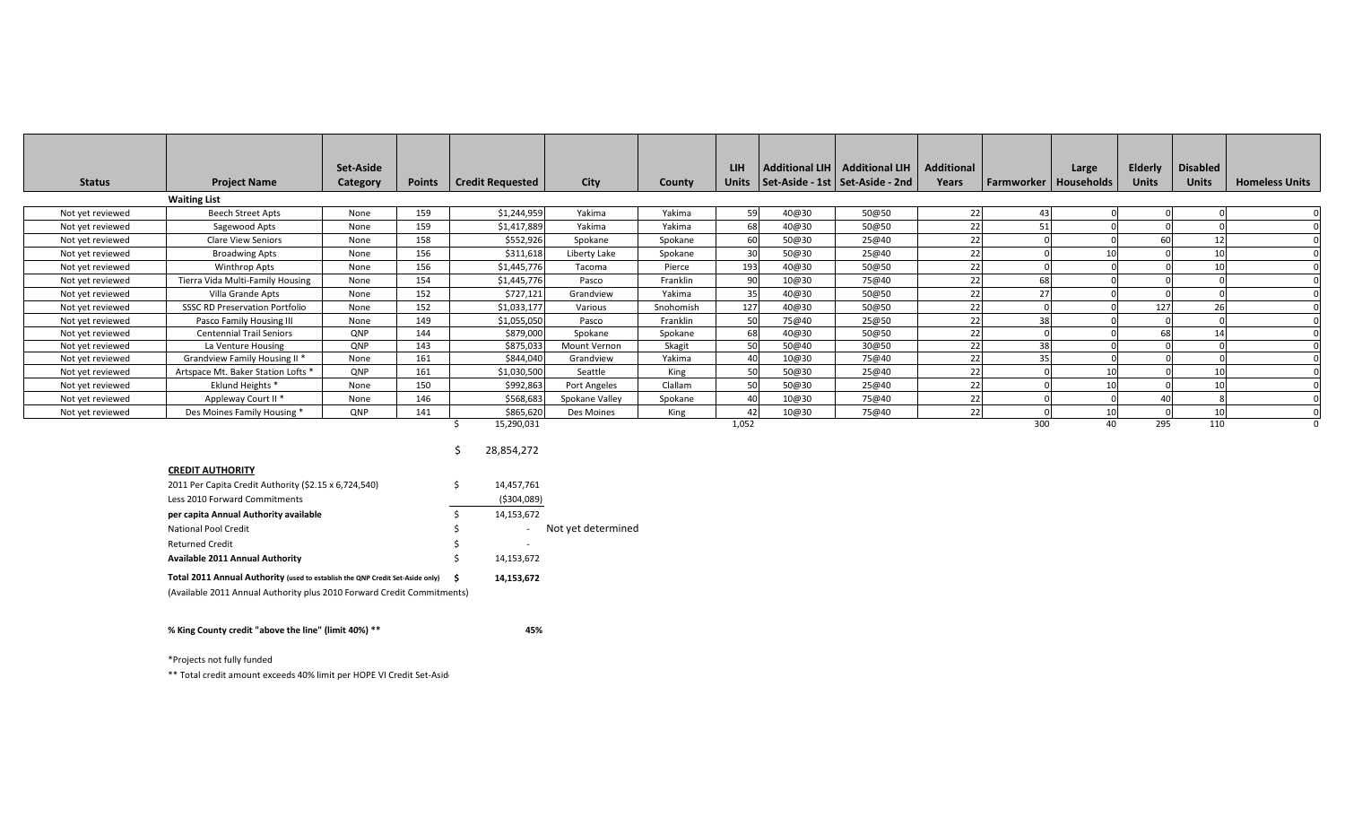| Status | Project Name | Set-Aside Category | Points | Credit Requested | City | County | LIH Units | Additional LIH Set-Aside - 1st | Additional LIH Set-Aside - 2nd | Additional Years | Farmworker | Large Households | Elderly Units | Disabled Units | Homeless Units |
|---|---|---|---|---|---|---|---|---|---|---|---|---|---|---|---|
| | **Waiting List** | | | | | | | | | | | | | | |
| Not yet reviewed | Beech Street Apts | None | 159 | $1,244,959 | Yakima | Yakima | 59 | 40@30 | 50@50 | 22 | 43 | 0 | 0 | 0 | 0 |
| Not yet reviewed | Sagewood Apts | None | 159 | $1,417,889 | Yakima | Yakima | 68 | 40@30 | 50@50 | 22 | 51 | 0 | 0 | 0 | 0 |
| Not yet reviewed | Clare View Seniors | None | 158 | $552,926 | Spokane | Spokane | 60 | 50@30 | 25@40 | 22 | 0 | 0 | 60 | 12 | 0 |
| Not yet reviewed | Broadwing Apts | None | 156 | $311,618 | Liberty Lake | Spokane | 30 | 50@30 | 25@40 | 22 | 0 | 10 | 0 | 10 | 0 |
| Not yet reviewed | Winthrop Apts | None | 156 | $1,445,776 | Tacoma | Pierce | 193 | 40@30 | 50@50 | 22 | 0 | 0 | 0 | 10 | 0 |
| Not yet reviewed | Tierra Vida Multi-Family Housing | None | 154 | $1,445,776 | Pasco | Franklin | 90 | 10@30 | 75@40 | 22 | 68 | 0 | 0 | 0 | 0 |
| Not yet reviewed | Villa Grande Apts | None | 152 | $727,121 | Grandview | Yakima | 35 | 40@30 | 50@50 | 22 | 27 | 0 | 0 | 0 | 0 |
| Not yet reviewed | SSSC RD Preservation Portfolio | None | 152 | $1,033,177 | Various | Snohomish | 127 | 40@30 | 50@50 | 22 | 0 | 0 | 127 | 26 | 0 |
| Not yet reviewed | Pasco Family Housing III | None | 149 | $1,055,050 | Pasco | Franklin | 50 | 75@40 | 25@50 | 22 | 38 | 0 | 0 | 0 | 0 |
| Not yet reviewed | Centennial Trail Seniors | QNP | 144 | $879,000 | Spokane | Spokane | 68 | 40@30 | 50@50 | 22 | 0 | 0 | 68 | 14 | 0 |
| Not yet reviewed | La Venture Housing | QNP | 143 | $875,033 | Mount Vernon | Skagit | 50 | 50@40 | 30@50 | 22 | 38 | 0 | 0 | 0 | 0 |
| Not yet reviewed | Grandview Family Housing II * | None | 161 | $844,040 | Grandview | Yakima | 40 | 10@30 | 75@40 | 22 | 35 | 0 | 0 | 0 | 0 |
| Not yet reviewed | Artspace Mt. Baker Station Lofts * | QNP | 161 | $1,030,500 | Seattle | King | 50 | 50@30 | 25@40 | 22 | 0 | 10 | 0 | 10 | 0 |
| Not yet reviewed | Eklund Heights * | None | 150 | $992,863 | Port Angeles | Clallam | 50 | 50@30 | 25@40 | 22 | 0 | 10 | 0 | 10 | 0 |
| Not yet reviewed | Appleway Court II * | None | 146 | $568,683 | Spokane Valley | Spokane | 40 | 10@30 | 75@40 | 22 | 0 | 0 | 40 | 8 | 0 |
| Not yet reviewed | Des Moines Family Housing * | QNP | 141 | $865,620 | Des Moines | King | 42 | 10@30 | 75@40 | 22 | 0 | 10 | 0 | 10 | 0 |
| | | | | $ 15,290,031 | | | 1,052 | | | | 300 | 40 | 295 | 110 | 0 |

$ 28,854,272

**CREDIT AUTHORITY**

| | | |
|---|---|---|
| 2011 Per Capita Credit Authority ($2.15 x 6,724,540) | $ 14,457,761 | |
| Less 2010 Forward Commitments | ($304,089) | |
| **per capita Annual Authority available** | $ 14,153,672 | |
| National Pool Credit | $ - | Not yet determined |
| Returned Credit | $ - | |
| **Available 2011 Annual Authority** | $ 14,153,672 | |
| **Total 2011 Annual Authority** (used to establish the QNP Credit Set-Aside only) | **$ 14,153,672** | |

(Available 2011 Annual Authority plus 2010 Forward Credit Commitments)

**% King County credit "above the line" (limit 40%) \*\*** **45%**

*Projects not fully funded

** Total credit amount exceeds 40% limit per HOPE VI Credit Set-Asid